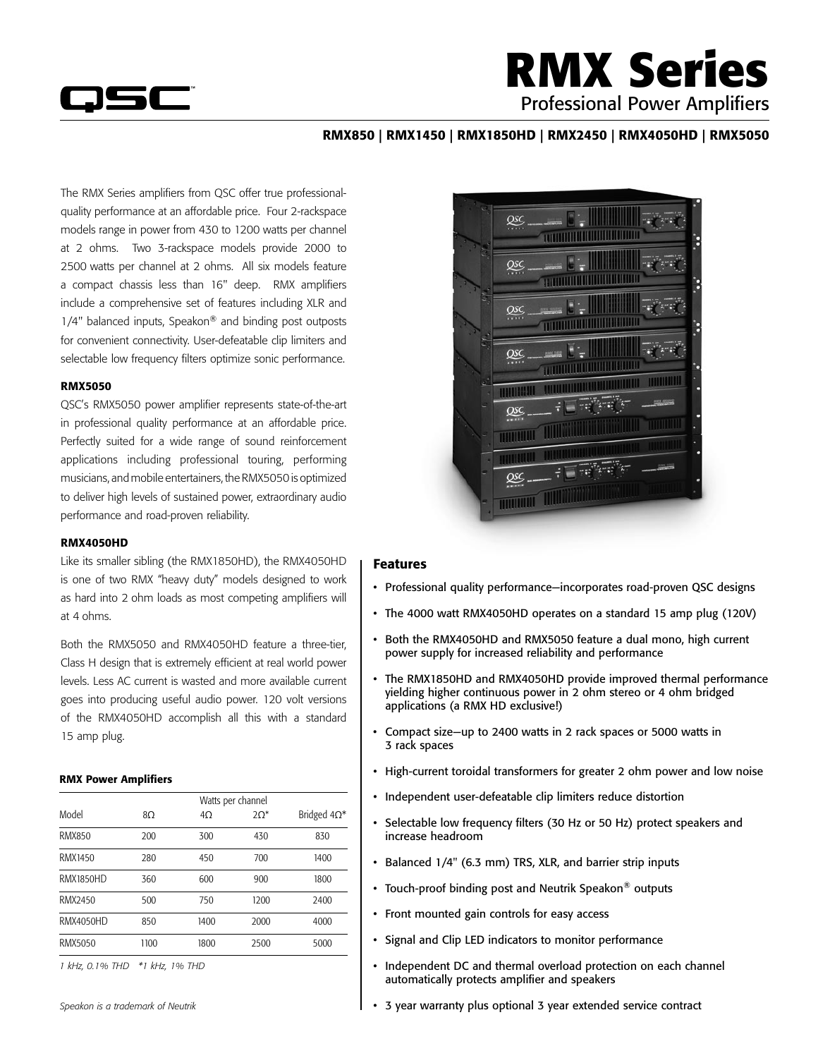# RMX Series

## Professional Power Amplifiers

**RMX850 | RMX1450 | RMX1850HD | RMX2450 | RMX4050HD | RMX5050**

The RMX Series amplifiers from QSC offer true professional-quality performance at an affordable price. Four 2-rackspace models range in power from 430 to 1200 watts per channel at 2 ohms. Two 3-rackspace models provide 2000 to 2500 watts per channel at 2 ohms. All six models feature a compact chassis less than 16" deep. RMX amplifiers include a comprehensive set of features including XLR and 1/4" balanced inputs, Speakon® and binding post outposts for convenient connectivity. User-defeatable clip limiters and selectable low frequency filters optimize sonic performance.

#### RMX5050

QSC's RMX5050 power amplifier represents state-of-the-art in professional quality performance at an affordable price. Perfectly suited for a wide range of sound reinforcement applications including professional touring, performing musicians, and mobile entertainers, the RMX5050 is optimized to deliver high levels of sustained power, extraordinary audio performance and road-proven reliability.

#### RMX4050HD

Like its smaller sibling (the RMX1850HD), the RMX4050HD is one of two RMX "heavy duty" models designed to work as hard into 2 ohm loads as most competing amplifiers will at 4 ohms.

Both the RMX5050 and RMX4050HD feature a three-tier, Class H design that is extremely efficient at real world power levels. Less AC current is wasted and more available current goes into producing useful audio power. 120 volt versions of the RMX4050HD accomplish all this with a standard 15 amp plug.

#### RMX Power Amplifiers

| | Watts per channel | | | |
|---|---|---|---|---|
| Model | 8Ω | 4Ω | 2Ω* | Bridged 4Ω* |
| RMX850 | 200 | 300 | 430 | 830 |
| RMX1450 | 280 | 450 | 700 | 1400 |
| RMX1850HD | 360 | 600 | 900 | 1800 |
| RMX2450 | 500 | 750 | 1200 | 2400 |
| RMX4050HD | 850 | 1400 | 2000 | 4000 |
| RMX5050 | 1100 | 1800 | 2500 | 5000 |

*1 kHz, 0.1% THD \*1 kHz, 1% THD*

*Speakon is a trademark of Neutrik*

### Features

- Professional quality performance—incorporates road-proven QSC designs
- The 4000 watt RMX4050HD operates on a standard 15 amp plug (120V)
- Both the RMX4050HD and RMX5050 feature a dual mono, high current power supply for increased reliability and performance
- The RMX1850HD and RMX4050HD provide improved thermal performance yielding higher continuous power in 2 ohm stereo or 4 ohm bridged applications (a RMX HD exclusive!)
- Compact size—up to 2400 watts in 2 rack spaces or 5000 watts in 3 rack spaces
- High-current toroidal transformers for greater 2 ohm power and low noise
- Independent user-defeatable clip limiters reduce distortion
- Selectable low frequency filters (30 Hz or 50 Hz) protect speakers and increase headroom
- Balanced 1/4" (6.3 mm) TRS, XLR, and barrier strip inputs
- Touch-proof binding post and Neutrik Speakon® outputs
- Front mounted gain controls for easy access
- Signal and Clip LED indicators to monitor performance
- Independent DC and thermal overload protection on each channel automatically protects amplifier and speakers
- 3 year warranty plus optional 3 year extended service contract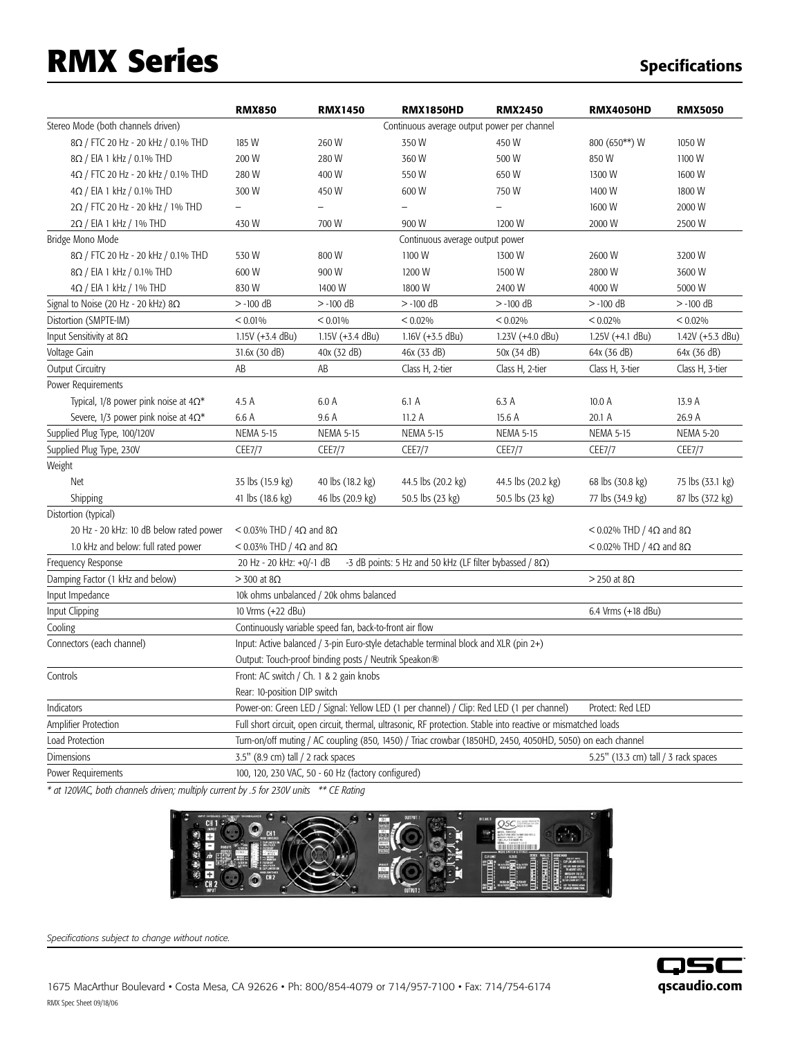# RMX Series

## Specifications

| | RMX850 | RMX1450 | RMX1850HD | RMX2450 | RMX4050HD | RMX5050 |
|---|---|---|---|---|---|---|
| Stereo Mode (both channels driven) | Continuous average output power per channel | | | | | |
| 8Ω / FTC 20 Hz - 20 kHz / 0.1% THD | 185 W | 260 W | 350 W | 450 W | 800 (650**) W | 1050 W |
| 8Ω / EIA 1 kHz / 0.1% THD | 200 W | 280 W | 360 W | 500 W | 850 W | 1100 W |
| 4Ω / FTC 20 Hz - 20 kHz / 0.1% THD | 280 W | 400 W | 550 W | 650 W | 1300 W | 1600 W |
| 4Ω / EIA 1 kHz / 0.1% THD | 300 W | 450 W | 600 W | 750 W | 1400 W | 1800 W |
| 2Ω / FTC 20 Hz - 20 kHz / 1% THD | – | – | – | – | 1600 W | 2000 W |
| 2Ω / EIA 1 kHz / 1% THD | 430 W | 700 W | 900 W | 1200 W | 2000 W | 2500 W |
| Bridge Mono Mode | Continuous average output power | | | | | |
| 8Ω / FTC 20 Hz - 20 kHz / 0.1% THD | 530 W | 800 W | 1100 W | 1300 W | 2600 W | 3200 W |
| 8Ω / EIA 1 kHz / 0.1% THD | 600 W | 900 W | 1200 W | 1500 W | 2800 W | 3600 W |
| 4Ω / EIA 1 kHz / 1% THD | 830 W | 1400 W | 1800 W | 2400 W | 4000 W | 5000 W |
| Signal to Noise (20 Hz - 20 kHz) 8Ω | > -100 dB | > -100 dB | > -100 dB | > -100 dB | > -100 dB | > -100 dB |
| Distortion (SMPTE-IM) | < 0.01% | < 0.01% | < 0.02% | < 0.02% | < 0.02% | < 0.02% |
| Input Sensitivity at 8Ω | 1.15V (+3.4 dBu) | 1.15V (+3.4 dBu) | 1.16V (+3.5 dBu) | 1.23V (+4.0 dBu) | 1.25V (+4.1 dBu) | 1.42V (+5.3 dBu) |
| Voltage Gain | 31.6x (30 dB) | 40x (32 dB) | 46x (33 dB) | 50x (34 dB) | 64x (36 dB) | 64x (36 dB) |
| Output Circuitry | AB | AB | Class H, 2-tier | Class H, 2-tier | Class H, 3-tier | Class H, 3-tier |
| Power Requirements | | | | | | |
| Typical, 1/8 power pink noise at 4Ω* | 4.5 A | 6.0 A | 6.1 A | 6.3 A | 10.0 A | 13.9 A |
| Severe, 1/3 power pink noise at 4Ω* | 6.6 A | 9.6 A | 11.2 A | 15.6 A | 20.1 A | 26.9 A |
| Supplied Plug Type, 100/120V | NEMA 5-15 | NEMA 5-15 | NEMA 5-15 | NEMA 5-15 | NEMA 5-15 | NEMA 5-20 |
| Supplied Plug Type, 230V | CEE7/7 | CEE7/7 | CEE7/7 | CEE7/7 | CEE7/7 | CEE7/7 |
| Weight | | | | | | |
| Net | 35 lbs (15.9 kg) | 40 lbs (18.2 kg) | 44.5 lbs (20.2 kg) | 44.5 lbs (20.2 kg) | 68 lbs (30.8 kg) | 75 lbs (33.1 kg) |
| Shipping | 41 lbs (18.6 kg) | 46 lbs (20.9 kg) | 50.5 lbs (23 kg) | 50.5 lbs (23 kg) | 77 lbs (34.9 kg) | 87 lbs (37.2 kg) |
| Distortion (typical) | | | | | | |
| 20 Hz - 20 kHz: 10 dB below rated power | < 0.03% THD / 4Ω and 8Ω | | | | < 0.02% THD / 4Ω and 8Ω | |
| 1.0 kHz and below: full rated power | < 0.03% THD / 4Ω and 8Ω | | | | < 0.02% THD / 4Ω and 8Ω | |
| Frequency Response | 20 Hz - 20 kHz: +0/-1 dB -3 dB points: 5 Hz and 50 kHz (LF filter bybassed / 8Ω) | | | | | |
| Damping Factor (1 kHz and below) | > 300 at 8Ω | | | | > 250 at 8Ω | |
| Input Impedance | 10k ohms unbalanced / 20k ohms balanced | | | | | |
| Input Clipping | 10 Vrms (+22 dBu) | | | | 6.4 Vrms (+18 dBu) | |
| Cooling | Continuously variable speed fan, back-to-front air flow | | | | | |
| Connectors (each channel) | Input: Active balanced / 3-pin Euro-style detachable terminal block and XLR (pin 2+) | | | | | |
| | Output: Touch-proof binding posts / Neutrik Speakon® | | | | | |
| Controls | Front: AC switch / Ch. 1 & 2 gain knobs | | | | | |
| | Rear: 10-position DIP switch | | | | | |
| Indicators | Power-on: Green LED / Signal: Yellow LED (1 per channel) / Clip: Red LED (1 per channel) | | | | Protect: Red LED | |
| Amplifier Protection | Full short circuit, open circuit, thermal, ultrasonic, RF protection. Stable into reactive or mismatched loads | | | | | |
| Load Protection | Turn-on/off muting / AC coupling (850, 1450) / Triac crowbar (1850HD, 2450, 4050HD, 5050) on each channel | | | | | |
| Dimensions | 3.5" (8.9 cm) tall / 2 rack spaces | | | | 5.25" (13.3 cm) tall / 3 rack spaces | |
| Power Requirements | 100, 120, 230 VAC, 50 - 60 Hz (factory configured) | | | | | |

*\* at 120VAC, both channels driven; multiply current by .5 for 230V units \*\* CE Rating*

*Specifications subject to change without notice.*

1675 MacArthur Boulevard • Costa Mesa, CA 92626 • Ph: 800/854-4079 or 714/957-7100 • Fax: 714/754-6174

**qscaudio.com**

RMX Spec Sheet 09/18/06